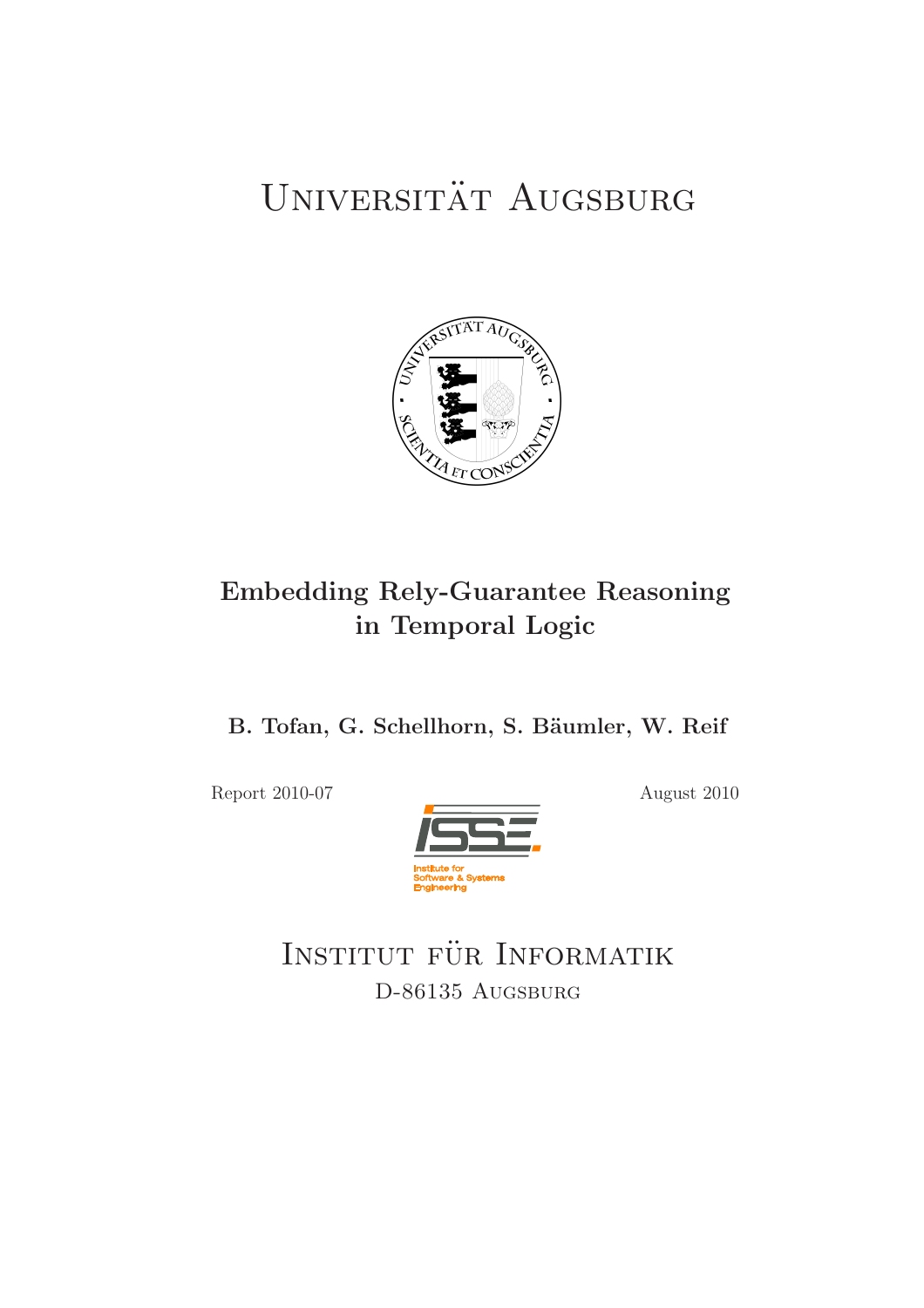# Universität Augsburg

## Embedding Rely-Guarantee Reasoning in Temporal Logic

**B. Tofan, G. Schellhorn, S. Bäumler, W. Reif**

Report 2010-07

August 2010

Institute for Software & Systems Engineering

# Institut für Informatik

D-86135 Augsburg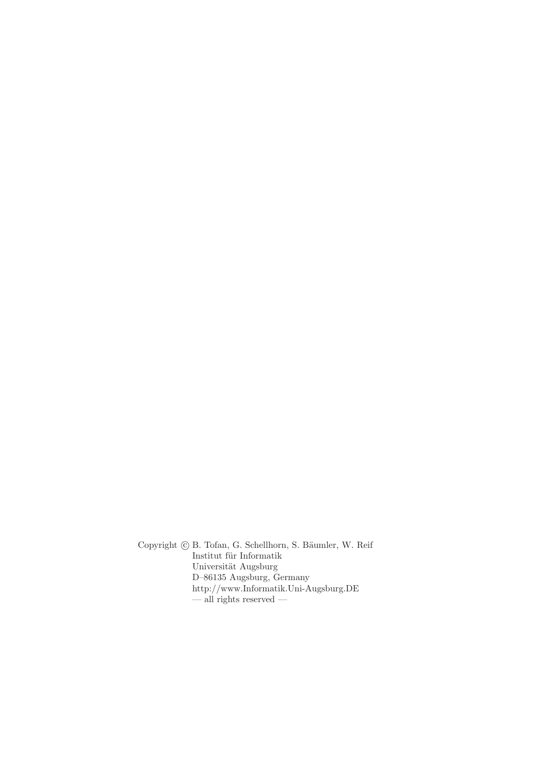Copyright © B. Tofan, G. Schellhorn, S. Bäumler, W. Reif
Institut für Informatik
Universität Augsburg
D–86135 Augsburg, Germany
http://www.Informatik.Uni-Augsburg.DE
— all rights reserved —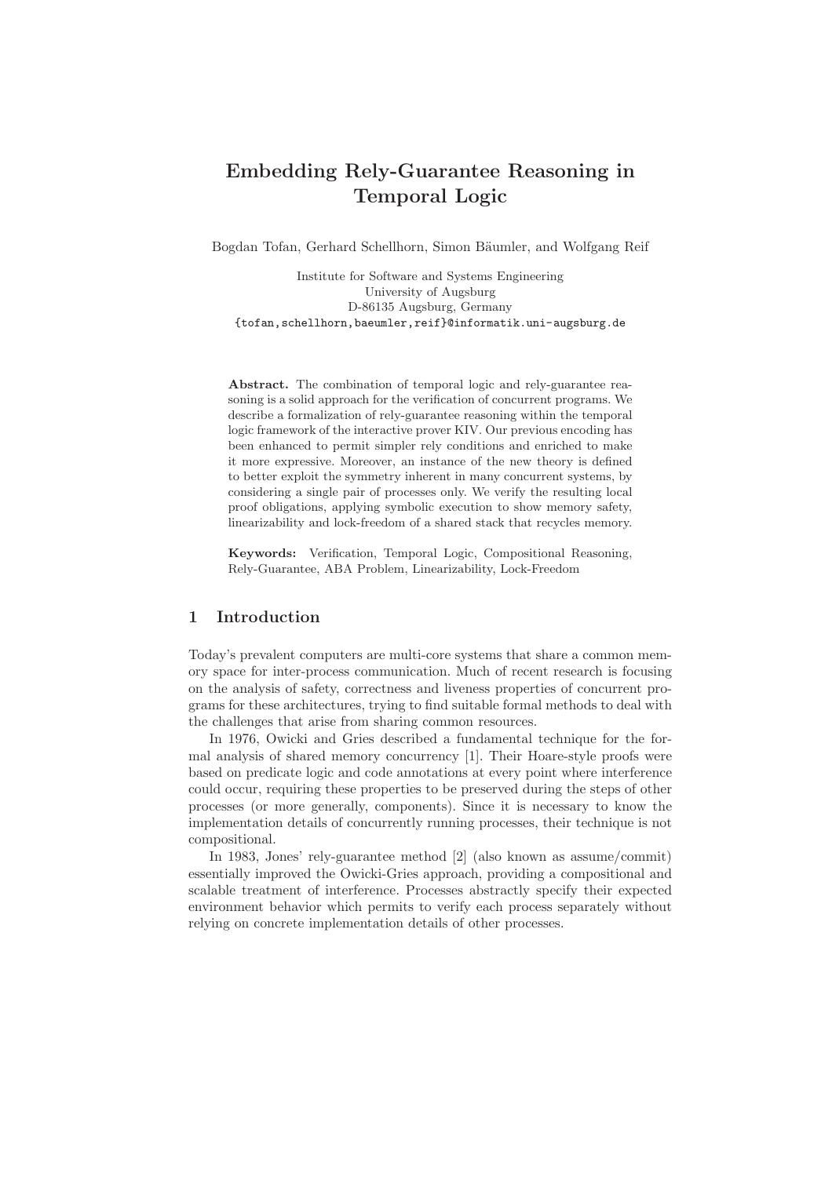# Embedding Rely-Guarantee Reasoning in Temporal Logic

Bogdan Tofan, Gerhard Schellhorn, Simon Bäumler, and Wolfgang Reif

Institute for Software and Systems Engineering
University of Augsburg
D-86135 Augsburg, Germany
{tofan,schellhorn,baeumler,reif}@informatik.uni-augsburg.de

**Abstract.** The combination of temporal logic and rely-guarantee reasoning is a solid approach for the verification of concurrent programs. We describe a formalization of rely-guarantee reasoning within the temporal logic framework of the interactive prover KIV. Our previous encoding has been enhanced to permit simpler rely conditions and enriched to make it more expressive. Moreover, an instance of the new theory is defined to better exploit the symmetry inherent in many concurrent systems, by considering a single pair of processes only. We verify the resulting local proof obligations, applying symbolic execution to show memory safety, linearizability and lock-freedom of a shared stack that recycles memory.

**Keywords:** Verification, Temporal Logic, Compositional Reasoning, Rely-Guarantee, ABA Problem, Linearizability, Lock-Freedom

## 1 Introduction

Today's prevalent computers are multi-core systems that share a common memory space for inter-process communication. Much of recent research is focusing on the analysis of safety, correctness and liveness properties of concurrent programs for these architectures, trying to find suitable formal methods to deal with the challenges that arise from sharing common resources.

In 1976, Owicki and Gries described a fundamental technique for the formal analysis of shared memory concurrency [1]. Their Hoare-style proofs were based on predicate logic and code annotations at every point where interference could occur, requiring these properties to be preserved during the steps of other processes (or more generally, components). Since it is necessary to know the implementation details of concurrently running processes, their technique is not compositional.

In 1983, Jones' rely-guarantee method [2] (also known as assume/commit) essentially improved the Owicki-Gries approach, providing a compositional and scalable treatment of interference. Processes abstractly specify their expected environment behavior which permits to verify each process separately without relying on concrete implementation details of other processes.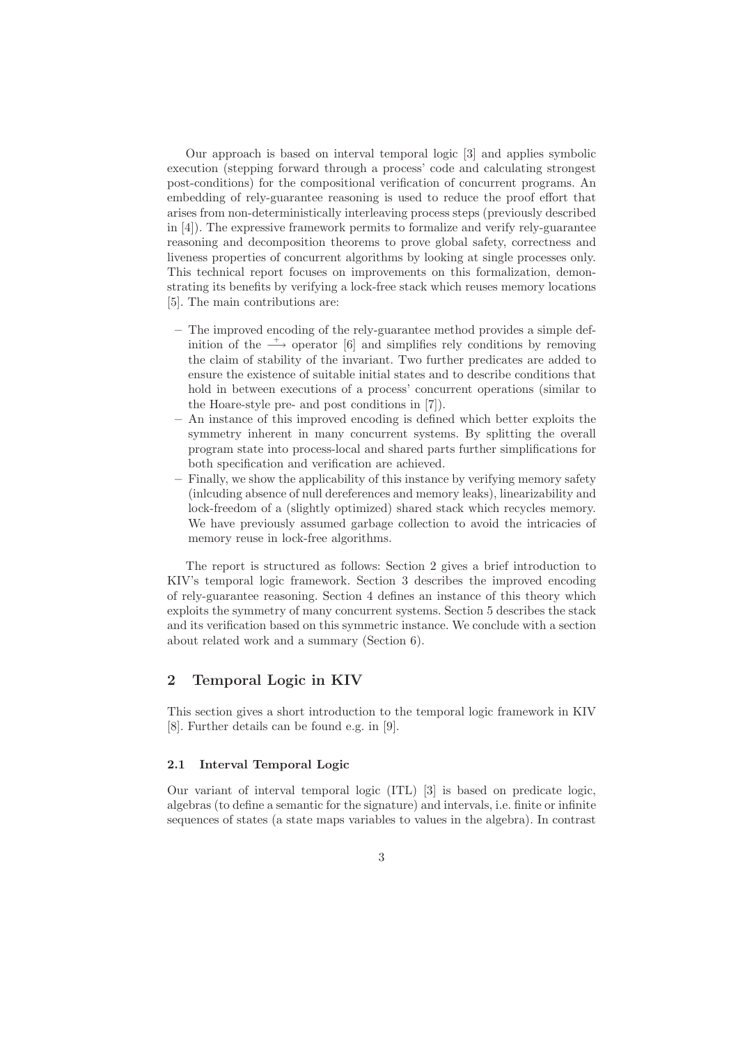Our approach is based on interval temporal logic [3] and applies symbolic execution (stepping forward through a process' code and calculating strongest post-conditions) for the compositional verification of concurrent programs. An embedding of rely-guarantee reasoning is used to reduce the proof effort that arises from non-deterministically interleaving process steps (previously described in [4]). The expressive framework permits to formalize and verify rely-guarantee reasoning and decomposition theorems to prove global safety, correctness and liveness properties of concurrent algorithms by looking at single processes only. This technical report focuses on improvements on this formalization, demonstrating its benefits by verifying a lock-free stack which reuses memory locations [5]. The main contributions are:

- The improved encoding of the rely-guarantee method provides a simple definition of the $\xrightarrow{+}$ operator [6] and simplifies rely conditions by removing the claim of stability of the invariant. Two further predicates are added to ensure the existence of suitable initial states and to describe conditions that hold in between executions of a process' concurrent operations (similar to the Hoare-style pre- and post conditions in [7]).
- An instance of this improved encoding is defined which better exploits the symmetry inherent in many concurrent systems. By splitting the overall program state into process-local and shared parts further simplifications for both specification and verification are achieved.
- Finally, we show the applicability of this instance by verifying memory safety (inlcuding absence of null dereferences and memory leaks), linearizability and lock-freedom of a (slightly optimized) shared stack which recycles memory. We have previously assumed garbage collection to avoid the intricacies of memory reuse in lock-free algorithms.

The report is structured as follows: Section 2 gives a brief introduction to KIV's temporal logic framework. Section 3 describes the improved encoding of rely-guarantee reasoning. Section 4 defines an instance of this theory which exploits the symmetry of many concurrent systems. Section 5 describes the stack and its verification based on this symmetric instance. We conclude with a section about related work and a summary (Section 6).

## 2 Temporal Logic in KIV

This section gives a short introduction to the temporal logic framework in KIV [8]. Further details can be found e.g. in [9].

### 2.1 Interval Temporal Logic

Our variant of interval temporal logic (ITL) [3] is based on predicate logic, algebras (to define a semantic for the signature) and intervals, i.e. finite or infinite sequences of states (a state maps variables to values in the algebra). In contrast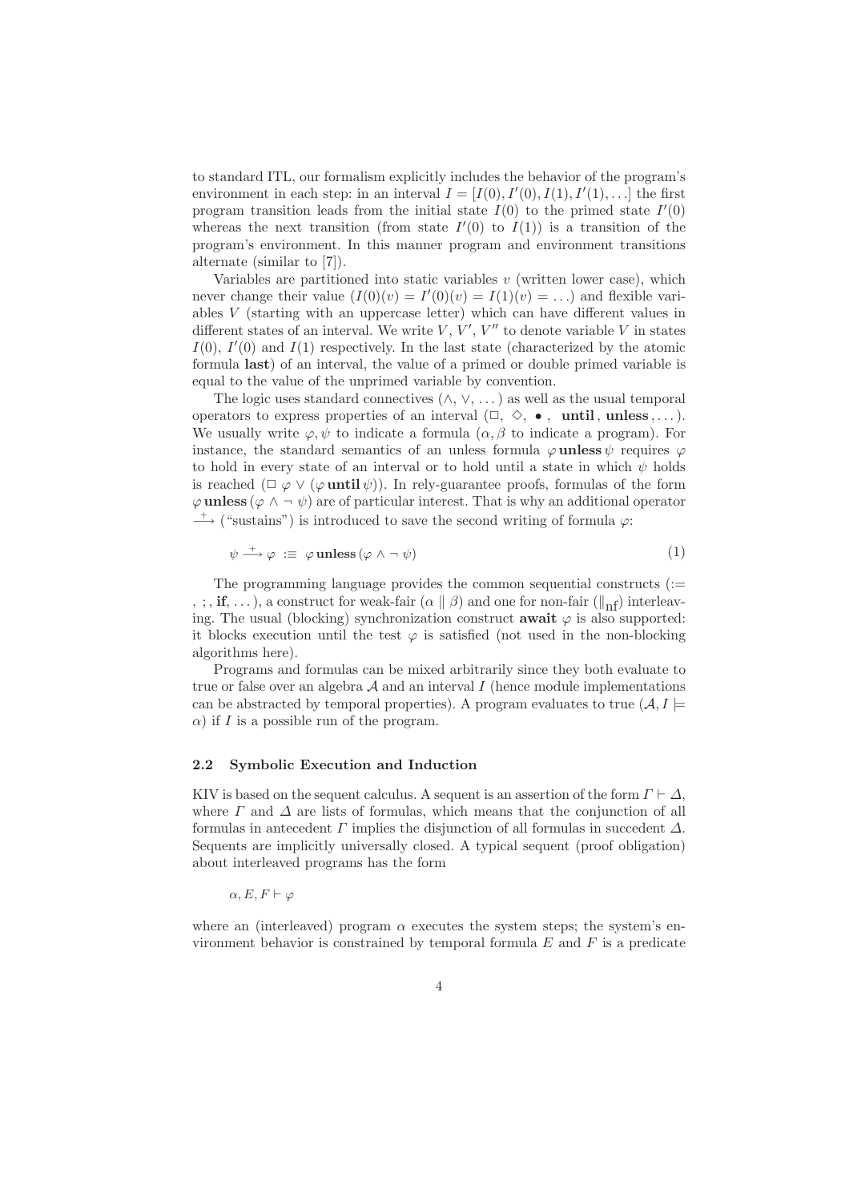to standard ITL, our formalism explicitly includes the behavior of the program's environment in each step: in an interval $I = [I(0), I'(0), I(1), I'(1), \ldots]$ the first program transition leads from the initial state $I(0)$ to the primed state $I'(0)$ whereas the next transition (from state $I'(0)$ to $I(1)$) is a transition of the program's environment. In this manner program and environment transitions alternate (similar to [7]).

Variables are partitioned into static variables $v$ (written lower case), which never change their value $(I(0)(v) = I'(0)(v) = I(1)(v) = \ldots)$ and flexible variables $V$ (starting with an uppercase letter) which can have different values in different states of an interval. We write $V$, $V'$, $V''$ to denote variable $V$ in states $I(0)$, $I'(0)$ and $I(1)$ respectively. In the last state (characterized by the atomic formula **last**) of an interval, the value of a primed or double primed variable is equal to the value of the unprimed variable by convention.

The logic uses standard connectives ($\wedge$, $\vee$, $\ldots$) as well as the usual temporal operators to express properties of an interval ($\Box$, $\Diamond$, $\bullet$ , **until** , **unless** , ...). We usually write $\varphi, \psi$ to indicate a formula ($\alpha, \beta$ to indicate a program). For instance, the standard semantics of an unless formula $\varphi\,\mathbf{unless}\,\psi$ requires $\varphi$ to hold in every state of an interval or to hold until a state in which $\psi$ holds is reached ($\Box\ \varphi \vee (\varphi\,\mathbf{until}\,\psi)$). In rely-guarantee proofs, formulas of the form $\varphi\,\mathbf{unless}\,(\varphi \wedge \neg\ \psi)$ are of particular interest. That is why an additional operator $\xrightarrow{+}$ ("sustains") is introduced to save the second writing of formula $\varphi$:

$$\psi \xrightarrow{+} \varphi \ :\equiv\ \varphi\,\mathbf{unless}\,(\varphi \wedge \neg\ \psi) \tag{1}$$

The programming language provides the common sequential constructs (:= , ; , **if**, ...), a construct for weak-fair ($\alpha \parallel \beta$) and one for non-fair ($\parallel_{\mathrm{nf}}$) interleaving. The usual (blocking) synchronization construct **await** $\varphi$ is also supported: it blocks execution until the test $\varphi$ is satisfied (not used in the non-blocking algorithms here).

Programs and formulas can be mixed arbitrarily since they both evaluate to true or false over an algebra $\mathcal{A}$ and an interval $I$ (hence module implementations can be abstracted by temporal properties). A program evaluates to true ($\mathcal{A}, I \models \alpha$) if $I$ is a possible run of the program.

### 2.2 Symbolic Execution and Induction

KIV is based on the sequent calculus. A sequent is an assertion of the form $\Gamma \vdash \Delta$, where $\Gamma$ and $\Delta$ are lists of formulas, which means that the conjunction of all formulas in antecedent $\Gamma$ implies the disjunction of all formulas in succedent $\Delta$. Sequents are implicitly universally closed. A typical sequent (proof obligation) about interleaved programs has the form

$$\alpha, E, F \vdash \varphi$$

where an (interleaved) program $\alpha$ executes the system steps; the system's environment behavior is constrained by temporal formula $E$ and $F$ is a predicate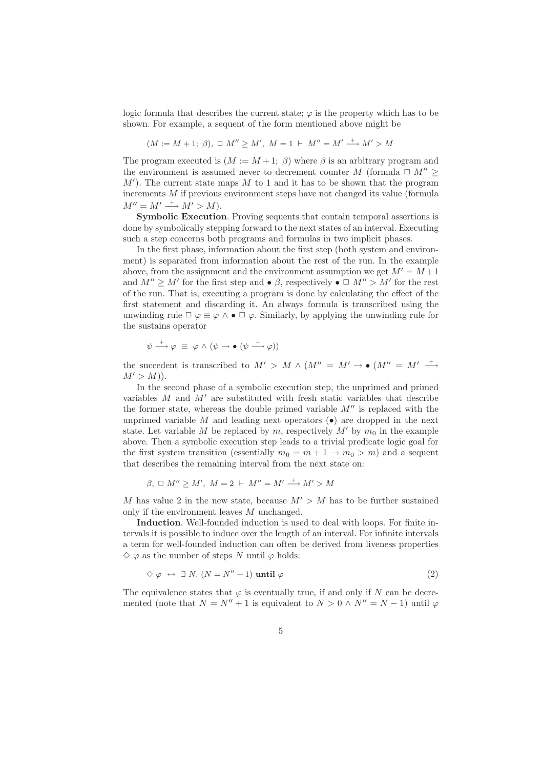logic formula that describes the current state; $\varphi$ is the property which has to be shown. For example, a sequent of the form mentioned above might be

$$(M := M + 1;\ \beta),\ \Box\ M'' \geq M',\ M = 1 \vdash M'' = M' \stackrel{+}{\longrightarrow} M' > M$$

The program executed is $(M := M + 1;\ \beta)$ where $\beta$ is an arbitrary program and the environment is assumed never to decrement counter $M$ (formula $\Box\ M'' \geq M'$). The current state maps $M$ to 1 and it has to be shown that the program increments $M$ if previous environment steps have not changed its value (formula $M'' = M' \stackrel{+}{\longrightarrow} M' > M$).

**Symbolic Execution**. Proving sequents that contain temporal assertions is done by symbolically stepping forward to the next states of an interval. Executing such a step concerns both programs and formulas in two implicit phases.

In the first phase, information about the first step (both system and environment) is separated from information about the rest of the run. In the example above, from the assignment and the environment assumption we get $M' = M+1$ and $M'' \geq M'$ for the first step and $\bullet\ \beta$, respectively $\bullet\ \Box\ M'' > M'$ for the rest of the run. That is, executing a program is done by calculating the effect of the first statement and discarding it. An always formula is transcribed using the unwinding rule $\Box\ \varphi \equiv \varphi \wedge \bullet\ \Box\ \varphi$. Similarly, by applying the unwinding rule for the sustains operator

$$\psi \stackrel{+}{\longrightarrow} \varphi\ \equiv\ \varphi \wedge (\psi \rightarrow \bullet\ (\psi \stackrel{+}{\longrightarrow} \varphi))$$

the succedent is transcribed to $M' > M \wedge (M'' = M' \rightarrow \bullet\ (M'' = M' \stackrel{+}{\longrightarrow} M' > M))$.

In the second phase of a symbolic execution step, the unprimed and primed variables $M$ and $M'$ are substituted with fresh static variables that describe the former state, whereas the double primed variable $M''$ is replaced with the unprimed variable $M$ and leading next operators ($\bullet$) are dropped in the next state. Let variable $M$ be replaced by $m$, respectively $M'$ by $m_0$ in the example above. Then a symbolic execution step leads to a trivial predicate logic goal for the first system transition (essentially $m_0 = m + 1 \rightarrow m_0 > m$) and a sequent that describes the remaining interval from the next state on:

$$\beta,\ \Box\ M'' \geq M',\ M = 2 \vdash M'' = M' \stackrel{+}{\longrightarrow} M' > M$$

$M$ has value 2 in the new state, because $M' > M$ has to be further sustained only if the environment leaves $M$ unchanged.

**Induction**. Well-founded induction is used to deal with loops. For finite intervals it is possible to induce over the length of an interval. For infinite intervals a term for well-founded induction can often be derived from liveness properties $\Diamond\ \varphi$ as the number of steps $N$ until $\varphi$ holds:

$$\Diamond\ \varphi\ \leftrightarrow\ \exists\ N.\ (N = N'' + 1)\ \textbf{until}\ \varphi \tag{2}$$

The equivalence states that $\varphi$ is eventually true, if and only if $N$ can be decremented (note that $N = N'' + 1$ is equivalent to $N > 0 \wedge N'' = N - 1$) until $\varphi$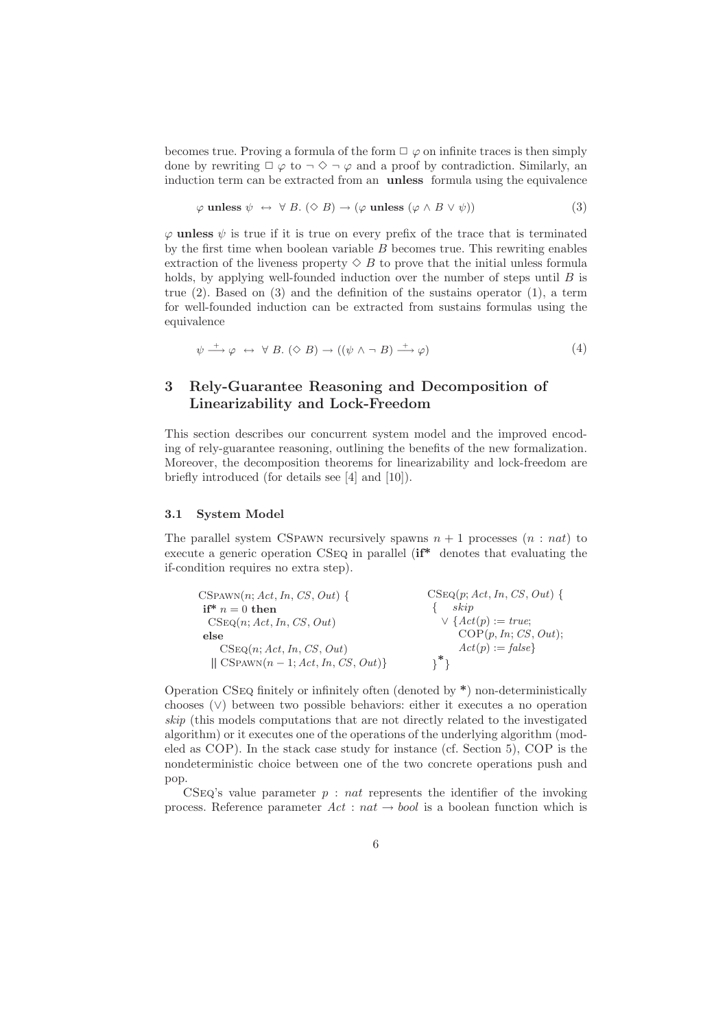becomes true. Proving a formula of the form $\Box\ \varphi$ on infinite traces is then simply done by rewriting $\Box\ \varphi$ to $\neg \Diamond \neg\ \varphi$ and a proof by contradiction. Similarly, an induction term can be extracted from an **unless** formula using the equivalence

$$\varphi \textbf{ unless } \psi \ \leftrightarrow\ \forall\ B.\ (\Diamond\ B) \rightarrow (\varphi \textbf{ unless } (\varphi \wedge B \vee \psi)) \tag{3}$$

$\varphi$ **unless** $\psi$ is true if it is true on every prefix of the trace that is terminated by the first time when boolean variable $B$ becomes true. This rewriting enables extraction of the liveness property $\Diamond\ B$ to prove that the initial unless formula holds, by applying well-founded induction over the number of steps until $B$ is true (2). Based on (3) and the definition of the sustains operator (1), a term for well-founded induction can be extracted from sustains formulas using the equivalence

$$\psi \xrightarrow{+} \varphi \ \leftrightarrow\ \forall\ B.\ (\Diamond\ B) \rightarrow ((\psi \wedge \neg\ B) \xrightarrow{+} \varphi) \tag{4}$$

## 3 Rely-Guarantee Reasoning and Decomposition of Linearizability and Lock-Freedom

This section describes our concurrent system model and the improved encoding of rely-guarantee reasoning, outlining the benefits of the new formalization. Moreover, the decomposition theorems for linearizability and lock-freedom are briefly introduced (for details see [4] and [10]).

### 3.1 System Model

The parallel system CSpawn recursively spawns $n + 1$ processes ($n$ : *nat*) to execute a generic operation CSeq in parallel (**if\*** denotes that evaluating the if-condition requires no extra step).

```
CSpawn(n; Act, In, CS, Out) {            CSeq(p; Act, In, CS, Out) {
 if* n = 0 then                           {   skip
  CSeq(n; Act, In, CS, Out)                 ∨ {Act(p) := true;
 else                                          COP(p, In; CS, Out);
    CSeq(n; Act, In, CS, Out)                  Act(p) := false}
  || CSpawn(n − 1; Act, In, CS, Out)}      }*}
```

Operation CSeq finitely or infinitely often (denoted by \*) non-deterministically chooses ($\vee$) between two possible behaviors: either it executes a no operation *skip* (this models computations that are not directly related to the investigated algorithm) or it executes one of the operations of the underlying algorithm (modeled as COP). In the stack case study for instance (cf. Section 5), COP is the nondeterministic choice between one of the two concrete operations push and pop.

CSeq's value parameter $p$ : *nat* represents the identifier of the invoking process. Reference parameter $Act : nat \rightarrow bool$ is a boolean function which is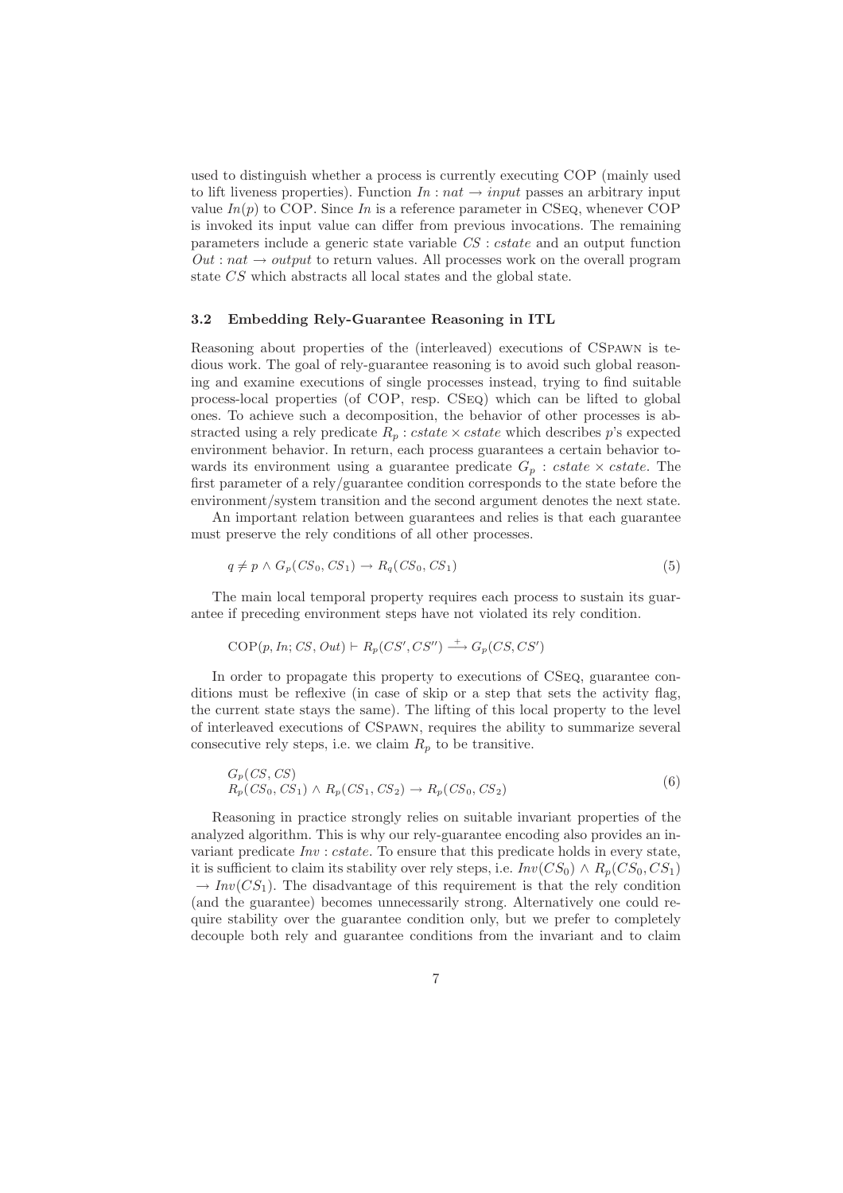used to distinguish whether a process is currently executing COP (mainly used to lift liveness properties). Function $In : nat \rightarrow input$ passes an arbitrary input value $In(p)$ to COP. Since $In$ is a reference parameter in CSeq, whenever COP is invoked its input value can differ from previous invocations. The remaining parameters include a generic state variable $CS : cstate$ and an output function $Out : nat \rightarrow output$ to return values. All processes work on the overall program state $CS$ which abstracts all local states and the global state.

### 3.2 Embedding Rely-Guarantee Reasoning in ITL

Reasoning about properties of the (interleaved) executions of CSpawn is tedious work. The goal of rely-guarantee reasoning is to avoid such global reasoning and examine executions of single processes instead, trying to find suitable process-local properties (of COP, resp. CSeq) which can be lifted to global ones. To achieve such a decomposition, the behavior of other processes is abstracted using a rely predicate $R_p : cstate \times cstate$ which describes $p$'s expected environment behavior. In return, each process guarantees a certain behavior towards its environment using a guarantee predicate $G_p : cstate \times cstate$. The first parameter of a rely/guarantee condition corresponds to the state before the environment/system transition and the second argument denotes the next state.

An important relation between guarantees and relies is that each guarantee must preserve the rely conditions of all other processes.

$$q \neq p \wedge G_p(CS_0, CS_1) \rightarrow R_q(CS_0, CS_1) \tag{5}$$

The main local temporal property requires each process to sustain its guarantee if preceding environment steps have not violated its rely condition.

$$\mathrm{COP}(p, In; CS, Out) \vdash R_p(CS', CS'') \xrightarrow{+} G_p(CS, CS')$$

In order to propagate this property to executions of CSeq, guarantee conditions must be reflexive (in case of skip or a step that sets the activity flag, the current state stays the same). The lifting of this local property to the level of interleaved executions of CSpawn, requires the ability to summarize several consecutive rely steps, i.e. we claim $R_p$ to be transitive.

$$\begin{aligned} &G_p(CS, CS) \\ &R_p(CS_0, CS_1) \wedge R_p(CS_1, CS_2) \rightarrow R_p(CS_0, CS_2) \end{aligned} \tag{6}$$

Reasoning in practice strongly relies on suitable invariant properties of the analyzed algorithm. This is why our rely-guarantee encoding also provides an invariant predicate $Inv : cstate$. To ensure that this predicate holds in every state, it is sufficient to claim its stability over rely steps, i.e. $Inv(CS_0) \wedge R_p(CS_0, CS_1) \rightarrow Inv(CS_1)$. The disadvantage of this requirement is that the rely condition (and the guarantee) becomes unnecessarily strong. Alternatively one could require stability over the guarantee condition only, but we prefer to completely decouple both rely and guarantee conditions from the invariant and to claim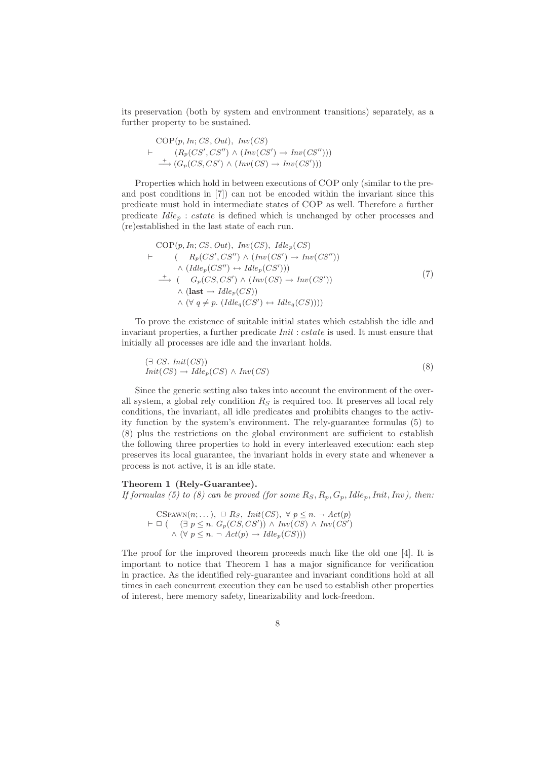its preservation (both by system and environment transitions) separately, as a further property to be sustained.

$$
\begin{array}{l}
\quad \mathrm{COP}(p, In; CS, Out),\ Inv(CS) \\
\vdash \qquad (R_p(CS', CS'') \wedge (Inv(CS') \rightarrow Inv(CS''))) \\
\quad \xrightarrow{+} (G_p(CS, CS') \wedge (Inv(CS) \rightarrow Inv(CS')))
\end{array}
$$

Properties which hold in between executions of COP only (similar to the pre- and post conditions in [7]) can not be encoded within the invariant since this predicate must hold in intermediate states of COP as well. Therefore a further predicate $Idle_p : cstate$ is defined which is unchanged by other processes and (re)established in the last state of each run.

$$
\begin{array}{l}
\quad \mathrm{COP}(p, In; CS, Out),\ Inv(CS),\ Idle_p(CS) \\
\vdash \qquad (\quad R_p(CS', CS'') \wedge (Inv(CS') \rightarrow Inv(CS'')) \\
\qquad\qquad \wedge\ (Idle_p(CS'') \leftrightarrow Idle_p(CS'))) \\
\quad \xrightarrow{+}\ (\quad G_p(CS, CS') \wedge (Inv(CS) \rightarrow Inv(CS')) \\
\qquad\qquad \wedge\ (\mathbf{last} \rightarrow Idle_p(CS)) \\
\qquad\qquad \wedge\ (\forall\ q \neq p.\ (Idle_q(CS') \leftrightarrow Idle_q(CS))))
\end{array}
\tag{7}
$$

To prove the existence of suitable initial states which establish the idle and invariant properties, a further predicate $Init : cstate$ is used. It must ensure that initially all processes are idle and the invariant holds.

$$
\begin{array}{l}
(\exists\ CS.\ Init(CS)) \\
Init(CS) \rightarrow Idle_p(CS) \wedge Inv(CS)
\end{array}
\tag{8}
$$

Since the generic setting also takes into account the environment of the overall system, a global rely condition $R_S$ is required too. It preserves all local rely conditions, the invariant, all idle predicates and prohibits changes to the activity function by the system's environment. The rely-guarantee formulas (5) to (8) plus the restrictions on the global environment are sufficient to establish the following three properties to hold in every interleaved execution: each step preserves its local guarantee, the invariant holds in every state and whenever a process is not active, it is an idle state.

**Theorem 1 (Rely-Guarantee).**
*If formulas (5) to (8) can be proved (for some $R_S, R_p, G_p, Idle_p, Init, Inv$), then:*

$$
\begin{array}{l}
\quad \mathrm{CSPAWN}(n; \dots),\ \Box\ R_S,\ Init(CS),\ \forall\ p \leq n.\ \neg\ Act(p) \\
\vdash \Box\ (\quad (\exists\ p \leq n.\ G_p(CS, CS')) \wedge Inv(CS) \wedge Inv(CS') \\
\qquad\quad \wedge\ (\forall\ p \leq n.\ \neg\ Act(p) \rightarrow Idle_p(CS)))
\end{array}
$$

The proof for the improved theorem proceeds much like the old one [4]. It is important to notice that Theorem 1 has a major significance for verification in practice. As the identified rely-guarantee and invariant conditions hold at all times in each concurrent execution they can be used to establish other properties of interest, here memory safety, linearizability and lock-freedom.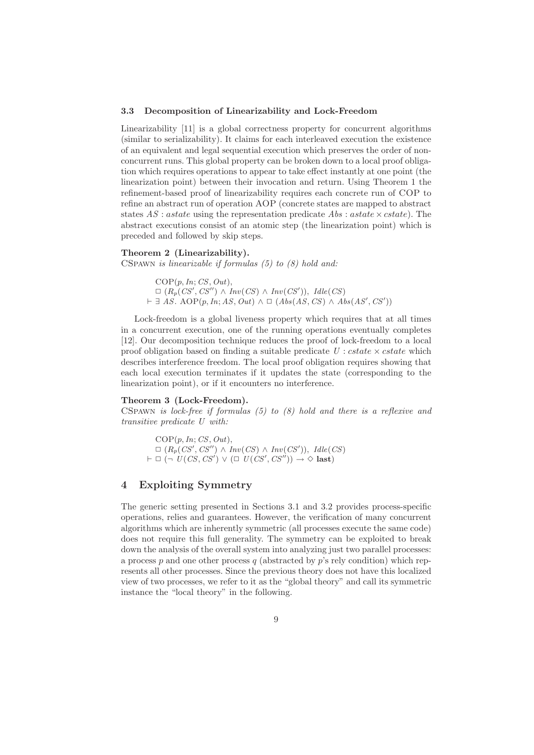### 3.3 Decomposition of Linearizability and Lock-Freedom

Linearizability [11] is a global correctness property for concurrent algorithms (similar to serializability). It claims for each interleaved execution the existence of an equivalent and legal sequential execution which preserves the order of non-concurrent runs. This global property can be broken down to a local proof obligation which requires operations to appear to take effect instantly at one point (the linearization point) between their invocation and return. Using Theorem 1 the refinement-based proof of linearizability requires each concrete run of COP to refine an abstract run of operation AOP (concrete states are mapped to abstract states $AS : astate$ using the representation predicate $Abs : astate \times cstate$). The abstract executions consist of an atomic step (the linearization point) which is preceded and followed by skip steps.

**Theorem 2 (Linearizability).**
CSpawn *is linearizable if formulas (5) to (8) hold and:*

$$
\begin{array}{l}
\mathrm{COP}(p, In; CS, Out),\\
\Box\ (R_p(CS', CS'') \wedge Inv(CS) \wedge Inv(CS')),\ Idle(CS)\\
\vdash \exists\ AS.\ \mathrm{AOP}(p, In; AS, Out) \wedge \Box\ (Abs(AS, CS) \wedge Abs(AS', CS'))
\end{array}
$$

Lock-freedom is a global liveness property which requires that at all times in a concurrent execution, one of the running operations eventually completes [12]. Our decomposition technique reduces the proof of lock-freedom to a local proof obligation based on finding a suitable predicate $U : cstate \times cstate$ which describes interference freedom. The local proof obligation requires showing that each local execution terminates if it updates the state (corresponding to the linearization point), or if it encounters no interference.

**Theorem 3 (Lock-Freedom).**
CSpawn *is lock-free if formulas (5) to (8) hold and there is a reflexive and transitive predicate $U$ with:*

$$
\begin{array}{l}
\mathrm{COP}(p, In; CS, Out),\\
\Box\ (R_p(CS', CS'') \wedge Inv(CS) \wedge Inv(CS')),\ Idle(CS)\\
\vdash \Box\ (\neg\ U(CS, CS') \vee (\Box\ U(CS', CS'')) \rightarrow \Diamond\ \mathbf{last})
\end{array}
$$

## 4 Exploiting Symmetry

The generic setting presented in Sections 3.1 and 3.2 provides process-specific operations, relies and guarantees. However, the verification of many concurrent algorithms which are inherently symmetric (all processes execute the same code) does not require this full generality. The symmetry can be exploited to break down the analysis of the overall system into analyzing just two parallel processes: a process $p$ and one other process $q$ (abstracted by $p$'s rely condition) which represents all other processes. Since the previous theory does not have this localized view of two processes, we refer to it as the "global theory" and call its symmetric instance the "local theory" in the following.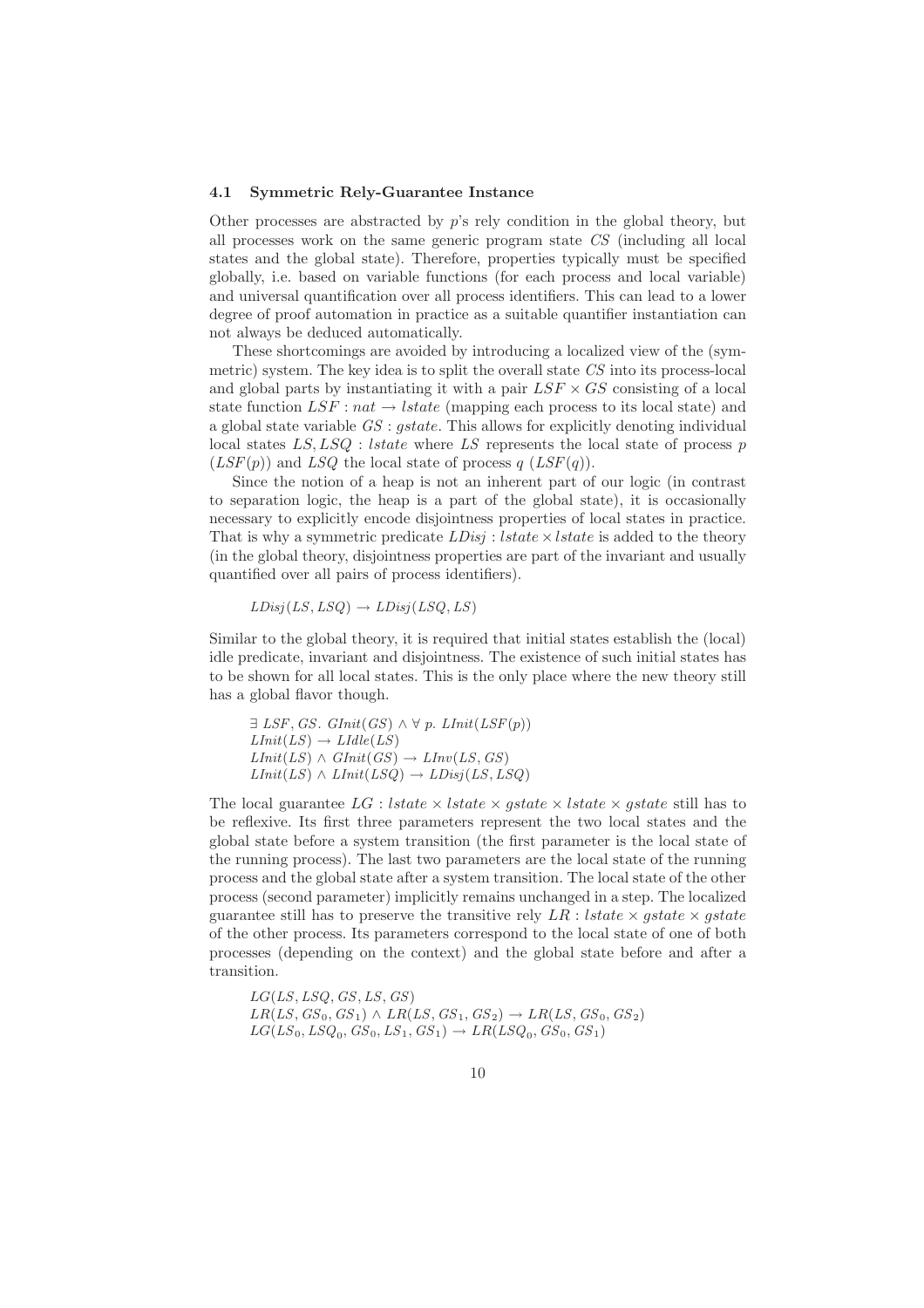### 4.1 Symmetric Rely-Guarantee Instance

Other processes are abstracted by $p$'s rely condition in the global theory, but all processes work on the same generic program state $CS$ (including all local states and the global state). Therefore, properties typically must be specified globally, i.e. based on variable functions (for each process and local variable) and universal quantification over all process identifiers. This can lead to a lower degree of proof automation in practice as a suitable quantifier instantiation can not always be deduced automatically.

These shortcomings are avoided by introducing a localized view of the (symmetric) system. The key idea is to split the overall state $CS$ into its process-local and global parts by instantiating it with a pair $LSF \times GS$ consisting of a local state function $LSF : nat \rightarrow lstate$ (mapping each process to its local state) and a global state variable $GS : gstate$. This allows for explicitly denoting individual local states $LS, LSQ : lstate$ where $LS$ represents the local state of process $p$ ($LSF(p)$) and $LSQ$ the local state of process $q$ ($LSF(q)$).

Since the notion of a heap is not an inherent part of our logic (in contrast to separation logic, the heap is a part of the global state), it is occasionally necessary to explicitly encode disjointness properties of local states in practice. That is why a symmetric predicate $LDisj : lstate \times lstate$ is added to the theory (in the global theory, disjointness properties are part of the invariant and usually quantified over all pairs of process identifiers).

$$LDisj(LS, LSQ) \rightarrow LDisj(LSQ, LS)$$

Similar to the global theory, it is required that initial states establish the (local) idle predicate, invariant and disjointness. The existence of such initial states has to be shown for all local states. This is the only place where the new theory still has a global flavor though.

$$\exists\ LSF, GS.\ GInit(GS) \wedge \forall\ p.\ LInit(LSF(p))$$
$$LInit(LS) \rightarrow LIdle(LS)$$
$$LInit(LS) \wedge GInit(GS) \rightarrow LInv(LS, GS)$$
$$LInit(LS) \wedge LInit(LSQ) \rightarrow LDisj(LS, LSQ)$$

The local guarantee $LG : lstate \times lstate \times gstate \times lstate \times gstate$ still has to be reflexive. Its first three parameters represent the two local states and the global state before a system transition (the first parameter is the local state of the running process). The last two parameters are the local state of the running process and the global state after a system transition. The local state of the other process (second parameter) implicitly remains unchanged in a step. The localized guarantee still has to preserve the transitive rely $LR : lstate \times gstate \times gstate$ of the other process. Its parameters correspond to the local state of one of both processes (depending on the context) and the global state before and after a transition.

$$LG(LS, LSQ, GS, LS, GS)$$
$$LR(LS, GS_0, GS_1) \wedge LR(LS, GS_1, GS_2) \rightarrow LR(LS, GS_0, GS_2)$$
$$LG(LS_0, LSQ_0, GS_0, LS_1, GS_1) \rightarrow LR(LSQ_0, GS_0, GS_1)$$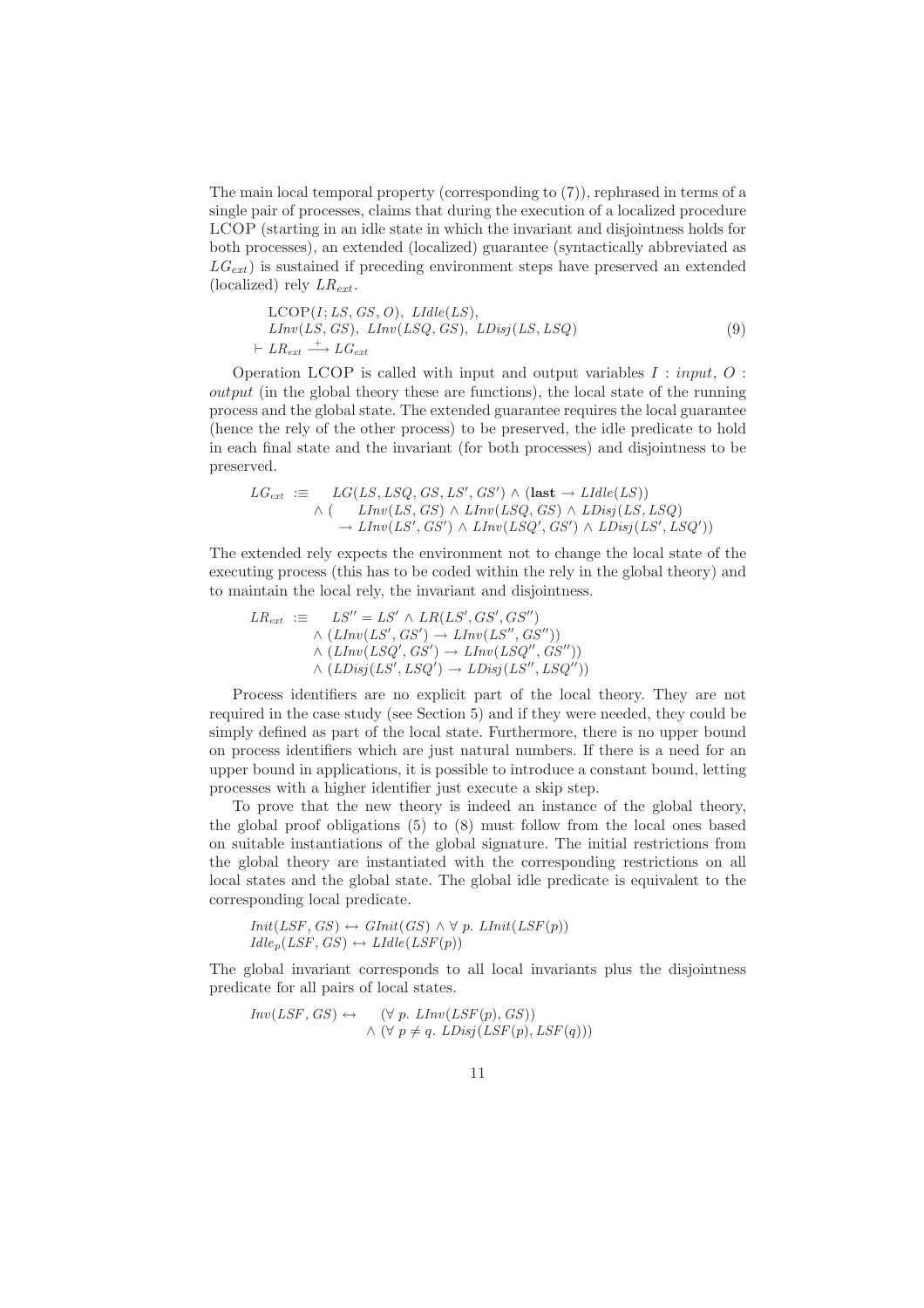The main local temporal property (corresponding to (7)), rephrased in terms of a single pair of processes, claims that during the execution of a localized procedure LCOP (starting in an idle state in which the invariant and disjointness holds for both processes), an extended (localized) guarantee (syntactically abbreviated as $LG_{ext}$) is sustained if preceding environment steps have preserved an extended (localized) rely $LR_{ext}$.

$$
\begin{array}{l}
\mathrm{LCOP}(I; LS, GS, O),\ LIdle(LS), \\
LInv(LS, GS),\ LInv(LSQ, GS),\ LDisj(LS, LSQ) \\
\vdash LR_{ext} \xrightarrow{+} LG_{ext}
\end{array}
\tag{9}
$$

Operation LCOP is called with input and output variables $I : input$, $O : output$ (in the global theory these are functions), the local state of the running process and the global state. The extended guarantee requires the local guarantee (hence the rely of the other process) to be preserved, the idle predicate to hold in each final state and the invariant (for both processes) and disjointness to be preserved.

$$
\begin{array}{lll}
LG_{ext} & :\equiv & LG(LS, LSQ, GS, LS', GS') \wedge (\mathbf{last} \rightarrow LIdle(LS)) \\
& & \wedge\ (\quad LInv(LS, GS) \wedge LInv(LSQ, GS) \wedge LDisj(LS, LSQ) \\
& & \qquad \rightarrow LInv(LS', GS') \wedge LInv(LSQ', GS') \wedge LDisj(LS', LSQ'))
\end{array}
$$

The extended rely expects the environment not to change the local state of the executing process (this has to be coded within the rely in the global theory) and to maintain the local rely, the invariant and disjointness.

$$
\begin{array}{lll}
LR_{ext} & :\equiv & LS'' = LS' \wedge LR(LS', GS', GS'') \\
& & \wedge\ (LInv(LS', GS') \rightarrow LInv(LS'', GS'')) \\
& & \wedge\ (LInv(LSQ', GS') \rightarrow LInv(LSQ'', GS'')) \\
& & \wedge\ (LDisj(LS', LSQ') \rightarrow LDisj(LS'', LSQ''))
\end{array}
$$

Process identifiers are no explicit part of the local theory. They are not required in the case study (see Section 5) and if they were needed, they could be simply defined as part of the local state. Furthermore, there is no upper bound on process identifiers which are just natural numbers. If there is a need for an upper bound in applications, it is possible to introduce a constant bound, letting processes with a higher identifier just execute a skip step.

To prove that the new theory is indeed an instance of the global theory, the global proof obligations (5) to (8) must follow from the local ones based on suitable instantiations of the global signature. The initial restrictions from the global theory are instantiated with the corresponding restrictions on all local states and the global state. The global idle predicate is equivalent to the corresponding local predicate.

$$
\begin{array}{l}
Init(LSF, GS) \leftrightarrow GInit(GS) \wedge \forall\ p.\ LInit(LSF(p)) \\
Idle_p(LSF, GS) \leftrightarrow LIdle(LSF(p))
\end{array}
$$

The global invariant corresponds to all local invariants plus the disjointness predicate for all pairs of local states.

$$
\begin{array}{ll}
Inv(LSF, GS) \leftrightarrow & (\forall\ p.\ LInv(LSF(p), GS)) \\
& \wedge\ (\forall\ p \neq q.\ LDisj(LSF(p), LSF(q)))
\end{array}
$$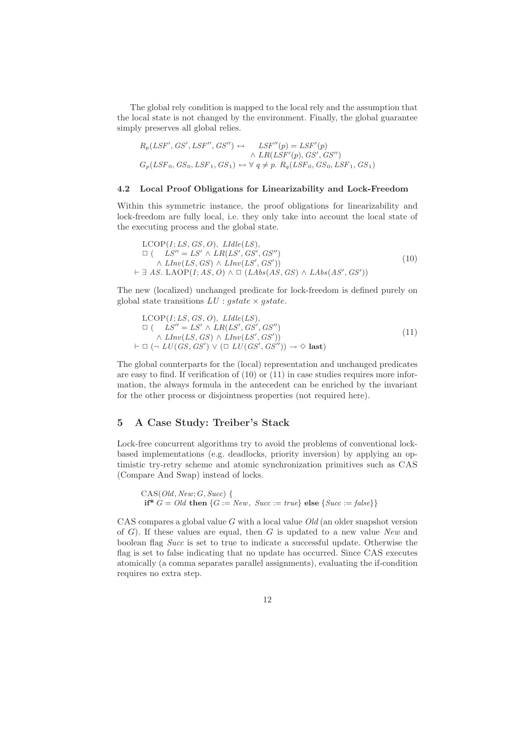The global rely condition is mapped to the local rely and the assumption that the local state is not changed by the environment. Finally, the global guarantee simply preserves all global relies.

$$
\begin{aligned}
R_p(LSF', GS', LSF'', GS'') \leftrightarrow \quad & LSF''(p) = LSF'(p) \\
& \wedge LR(LSF'(p), GS', GS'') \\
G_p(LSF_0, GS_0, LSF_1, GS_1) \leftrightarrow \; & \forall\, q \neq p.\ R_q(LSF_0, GS_0, LSF_1, GS_1)
\end{aligned}
$$

### 4.2 Local Proof Obligations for Linearizability and Lock-Freedom

Within this symmetric instance, the proof obligations for linearizability and lock-freedom are fully local, i.e. they only take into account the local state of the executing process and the global state.

$$
\begin{aligned}
& \mathrm{LCOP}(I; LS, GS, O),\ LIdle(LS), \\
& \Box\,(\quad LS'' = LS' \wedge LR(LS', GS', GS'') \\
& \quad\ \wedge LInv(LS, GS) \wedge LInv(LS', GS')) \\
\vdash\ & \exists\, AS.\ \mathrm{LAOP}(I; AS, O) \wedge \Box\,(LAbs(AS, GS) \wedge LAbs(AS', GS'))
\end{aligned}
\tag{10}
$$

The new (localized) unchanged predicate for lock-freedom is defined purely on global state transitions $LU : gstate \times gstate$.

$$
\begin{aligned}
& \mathrm{LCOP}(I; LS, GS, O),\ LIdle(LS), \\
& \Box\,(\quad LS'' = LS' \wedge LR(LS', GS', GS'') \\
& \quad\ \wedge LInv(LS, GS) \wedge LInv(LS', GS')) \\
\vdash\ & \Box\,(\neg\, LU(GS, GS') \vee (\Box\, LU(GS', GS'')) \rightarrow \Diamond\, \mathbf{last})
\end{aligned}
\tag{11}
$$

The global counterparts for the (local) representation and unchanged predicates are easy to find. If verification of (10) or (11) in case studies requires more information, the always formula in the antecedent can be enriched by the invariant for the other process or disjointness properties (not required here).

## 5 A Case Study: Treiber's Stack

Lock-free concurrent algorithms try to avoid the problems of conventional lock-based implementations (e.g. deadlocks, priority inversion) by applying an optimistic try-retry scheme and atomic synchronization primitives such as CAS (Compare And Swap) instead of locks.

```
CAS(Old, New; G, Succ) {
  if* G = Old then {G := New, Succ := true} else {Succ := false}}
```

CAS compares a global value $G$ with a local value *Old* (an older snapshot version of $G$). If these values are equal, then $G$ is updated to a new value *New* and boolean flag *Succ* is set to true to indicate a successful update. Otherwise the flag is set to false indicating that no update has occurred. Since CAS executes atomically (a comma separates parallel assignments), evaluating the if-condition requires no extra step.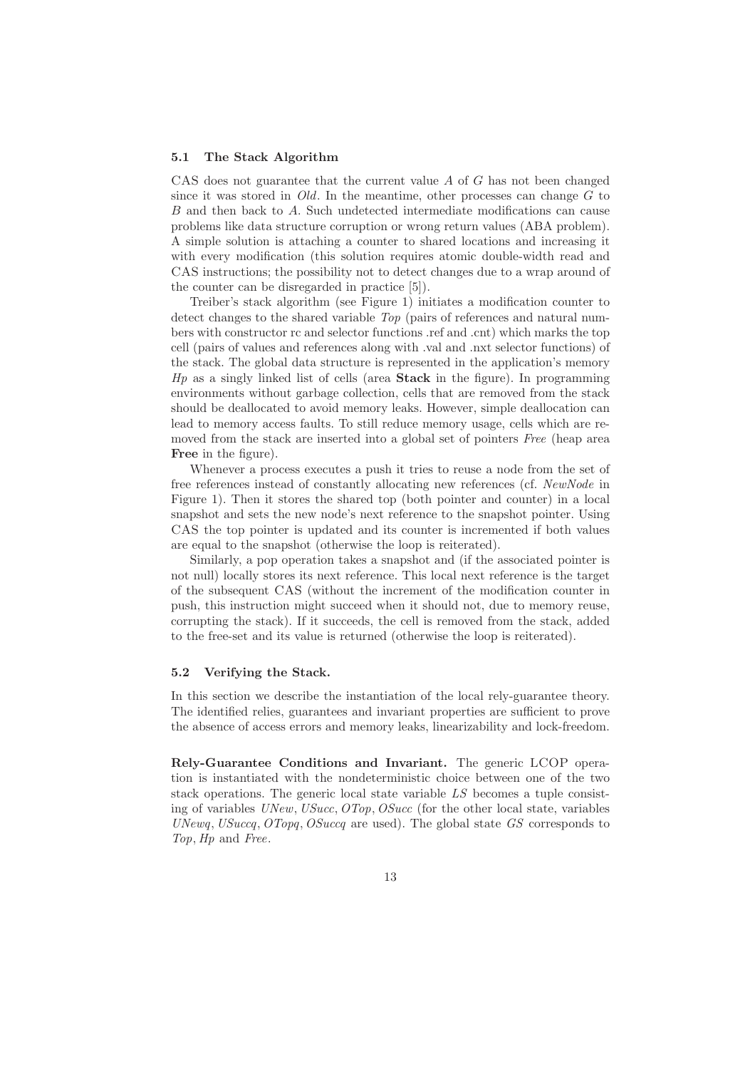### 5.1 The Stack Algorithm

CAS does not guarantee that the current value $A$ of $G$ has not been changed since it was stored in *Old*. In the meantime, other processes can change $G$ to $B$ and then back to $A$. Such undetected intermediate modifications can cause problems like data structure corruption or wrong return values (ABA problem). A simple solution is attaching a counter to shared locations and increasing it with every modification (this solution requires atomic double-width read and CAS instructions; the possibility not to detect changes due to a wrap around of the counter can be disregarded in practice [5]).

Treiber's stack algorithm (see Figure 1) initiates a modification counter to detect changes to the shared variable *Top* (pairs of references and natural numbers with constructor rc and selector functions .ref and .cnt) which marks the top cell (pairs of values and references along with .val and .nxt selector functions) of the stack. The global data structure is represented in the application's memory *Hp* as a singly linked list of cells (area **Stack** in the figure). In programming environments without garbage collection, cells that are removed from the stack should be deallocated to avoid memory leaks. However, simple deallocation can lead to memory access faults. To still reduce memory usage, cells which are removed from the stack are inserted into a global set of pointers *Free* (heap area **Free** in the figure).

Whenever a process executes a push it tries to reuse a node from the set of free references instead of constantly allocating new references (cf. *NewNode* in Figure 1). Then it stores the shared top (both pointer and counter) in a local snapshot and sets the new node's next reference to the snapshot pointer. Using CAS the top pointer is updated and its counter is incremented if both values are equal to the snapshot (otherwise the loop is reiterated).

Similarly, a pop operation takes a snapshot and (if the associated pointer is not null) locally stores its next reference. This local next reference is the target of the subsequent CAS (without the increment of the modification counter in push, this instruction might succeed when it should not, due to memory reuse, corrupting the stack). If it succeeds, the cell is removed from the stack, added to the free-set and its value is returned (otherwise the loop is reiterated).

### 5.2 Verifying the Stack.

In this section we describe the instantiation of the local rely-guarantee theory. The identified relies, guarantees and invariant properties are sufficient to prove the absence of access errors and memory leaks, linearizability and lock-freedom.

**Rely-Guarantee Conditions and Invariant.** The generic LCOP operation is instantiated with the nondeterministic choice between one of the two stack operations. The generic local state variable *LS* becomes a tuple consisting of variables *UNew*, *USucc*, *OTop*, *OSucc* (for the other local state, variables *UNewq*, *USuccq*, *OTopq*, *OSuccq* are used). The global state *GS* corresponds to *Top*, *Hp* and *Free*.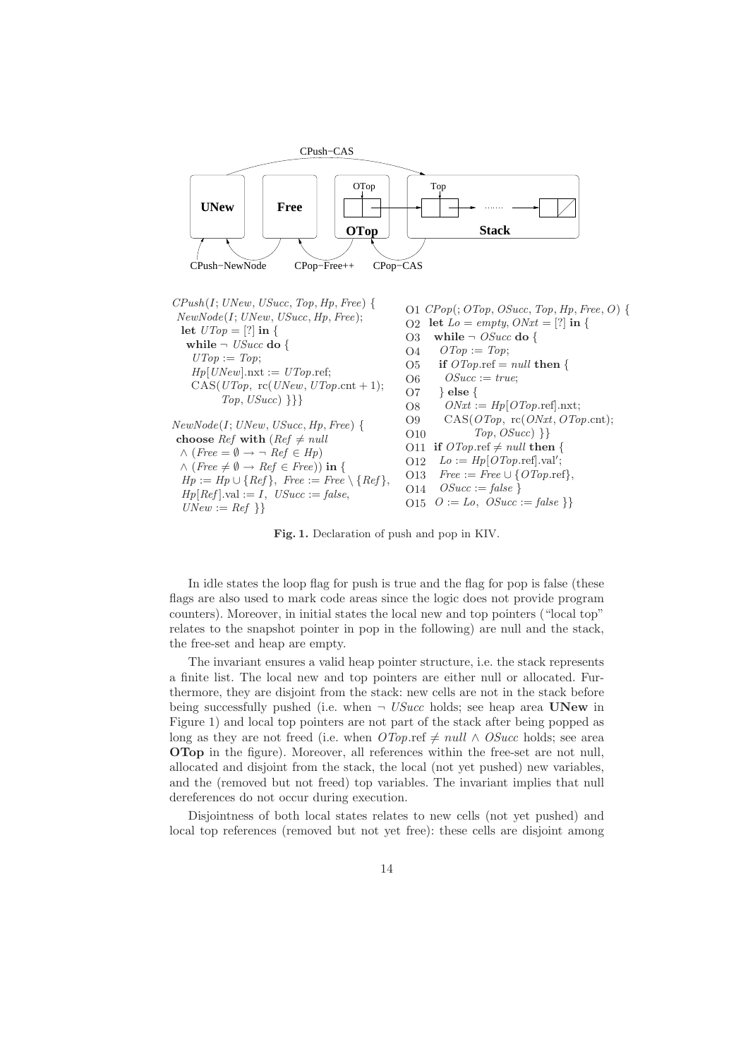CPush−CAS

UNew | Free | OTop | Stack

CPush−NewNode   CPop−Free++   CPop−CAS

```
CPush(I; UNew, USucc, Top, Hp, Free) {
 NewNode(I; UNew, USucc, Hp, Free);
 let UTop = [?] in {
  while ¬ USucc do {
   UTop := Top;
   Hp[UNew].nxt := UTop.ref;
   CAS(UTop, rc(UNew, UTop.cnt + 1);
       Top, USucc) }}}

NewNode(I; UNew, USucc, Hp, Free) {
 choose Ref with (Ref ≠ null
  ∧ (Free = ∅ → ¬ Ref ∈ Hp)
  ∧ (Free ≠ ∅ → Ref ∈ Free)) in {
  Hp := Hp ∪ {Ref}, Free := Free \ {Ref},
  Hp[Ref].val := I, USucc := false,
  UNew := Ref }}
```

```
O1  CPop(; OTop, OSucc, Top, Hp, Free, O) {
O2  let Lo = empty, ONxt = [?] in {
O3   while ¬ OSucc do {
O4    OTop := Top;
O5    if OTop.ref = null then {
O6     OSucc := true;
O7    } else {
O8     ONxt := Hp[OTop.ref].nxt;
O9     CAS(OTop, rc(ONxt, OTop.cnt);
O10        Top, OSucc) }}
O11  if OTop.ref ≠ null then {
O12   Lo := Hp[OTop.ref].val';
O13   Free := Free ∪ {OTop.ref},
O14   OSucc := false }
O15  O := Lo, OSucc := false }}
```

**Fig. 1.** Declaration of push and pop in KIV.

In idle states the loop flag for push is true and the flag for pop is false (these flags are also used to mark code areas since the logic does not provide program counters). Moreover, in initial states the local new and top pointers ("local top" relates to the snapshot pointer in pop in the following) are null and the stack, the free-set and heap are empty.

The invariant ensures a valid heap pointer structure, i.e. the stack represents a finite list. The local new and top pointers are either null or allocated. Furthermore, they are disjoint from the stack: new cells are not in the stack before being successfully pushed (i.e. when $\neg$ *USucc* holds; see heap area **UNew** in Figure 1) and local top pointers are not part of the stack after being popped as long as they are not freed (i.e. when $OTop.\text{ref} \neq null \wedge OSucc$ holds; see area **OTop** in the figure). Moreover, all references within the free-set are not null, allocated and disjoint from the stack, the local (not yet pushed) new variables, and the (removed but not freed) top variables. The invariant implies that null dereferences do not occur during execution.

Disjointness of both local states relates to new cells (not yet pushed) and local top references (removed but not yet free): these cells are disjoint among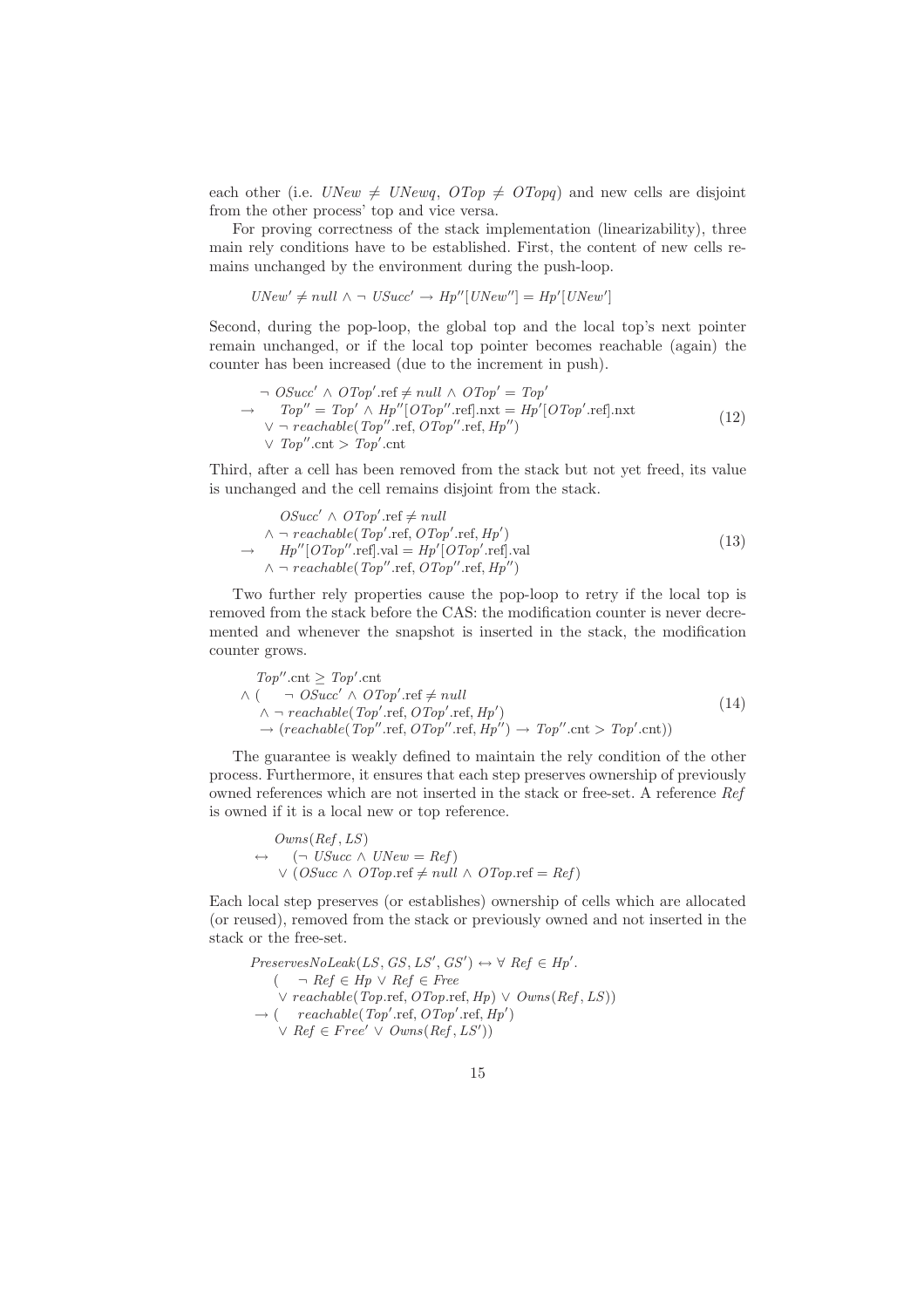each other (i.e. $UNew \neq UNewq$, $OTop \neq OTopq$) and new cells are disjoint from the other process' top and vice versa.

For proving correctness of the stack implementation (linearizability), three main rely conditions have to be established. First, the content of new cells remains unchanged by the environment during the push-loop.

$$UNew' \neq null \wedge \neg\ USucc' \rightarrow Hp''[UNew''] = Hp'[UNew']$$

Second, during the pop-loop, the global top and the local top's next pointer remain unchanged, or if the local top pointer becomes reachable (again) the counter has been increased (due to the increment in push).

$$\begin{array}{ll} & \neg\ OSucc' \wedge OTop'.\mathrm{ref} \neq null \wedge OTop' = Top' \\ \rightarrow & \quad Top'' = Top' \wedge Hp''[OTop''.\mathrm{ref}].\mathrm{nxt} = Hp'[OTop'.\mathrm{ref}].\mathrm{nxt} \\ & \vee \neg\ reachable(Top''.\mathrm{ref}, OTop''.\mathrm{ref}, Hp'') \\ & \vee\ Top''.\mathrm{cnt} > Top'.\mathrm{cnt} \end{array} \tag{12}$$

Third, after a cell has been removed from the stack but not yet freed, its value is unchanged and the cell remains disjoint from the stack.

$$\begin{array}{ll} & OSucc' \wedge OTop'.\mathrm{ref} \neq null \\ & \wedge \neg\ reachable(Top'.\mathrm{ref}, OTop'.\mathrm{ref}, Hp') \\ \rightarrow & \quad Hp''[OTop''.\mathrm{ref}].\mathrm{val} = Hp'[OTop'.\mathrm{ref}].\mathrm{val} \\ & \wedge \neg\ reachable(Top''.\mathrm{ref}, OTop''.\mathrm{ref}, Hp'') \end{array} \tag{13}$$

Two further rely properties cause the pop-loop to retry if the local top is removed from the stack before the CAS: the modification counter is never decremented and whenever the snapshot is inserted in the stack, the modification counter grows.

$$\begin{array}{l} Top''.\mathrm{cnt} \geq Top'.\mathrm{cnt} \\ \wedge\ ( \quad \neg\ OSucc' \wedge OTop'.\mathrm{ref} \neq null \\ \quad \wedge \neg\ reachable(Top'.\mathrm{ref}, OTop'.\mathrm{ref}, Hp') \\ \quad \rightarrow (reachable(Top''.\mathrm{ref}, OTop''.\mathrm{ref}, Hp'') \rightarrow Top''.\mathrm{cnt} > Top'.\mathrm{cnt})) \end{array} \tag{14}$$

The guarantee is weakly defined to maintain the rely condition of the other process. Furthermore, it ensures that each step preserves ownership of previously owned references which are not inserted in the stack or free-set. A reference $Ref$ is owned if it is a local new or top reference.

$$\begin{array}{ll} & Owns(Ref, LS) \\ \leftrightarrow & \quad (\neg\ USucc \wedge UNew = Ref) \\ & \vee (OSucc \wedge OTop.\mathrm{ref} \neq null \wedge OTop.\mathrm{ref} = Ref) \end{array}$$

Each local step preserves (or establishes) ownership of cells which are allocated (or reused), removed from the stack or previously owned and not inserted in the stack or the free-set.

$$\begin{array}{l} PreservesNoLeak(LS, GS, LS', GS') \leftrightarrow \forall\ Ref \in Hp'. \\ \quad ( \quad \neg\ Ref \in Hp \vee Ref \in Free \\ \quad \vee\ reachable(Top.\mathrm{ref}, OTop.\mathrm{ref}, Hp) \vee Owns(Ref, LS)) \\ \rightarrow ( \quad reachable(Top'.\mathrm{ref}, OTop'.\mathrm{ref}, Hp') \\ \quad \vee\ Ref \in Free' \vee Owns(Ref, LS')) \end{array}$$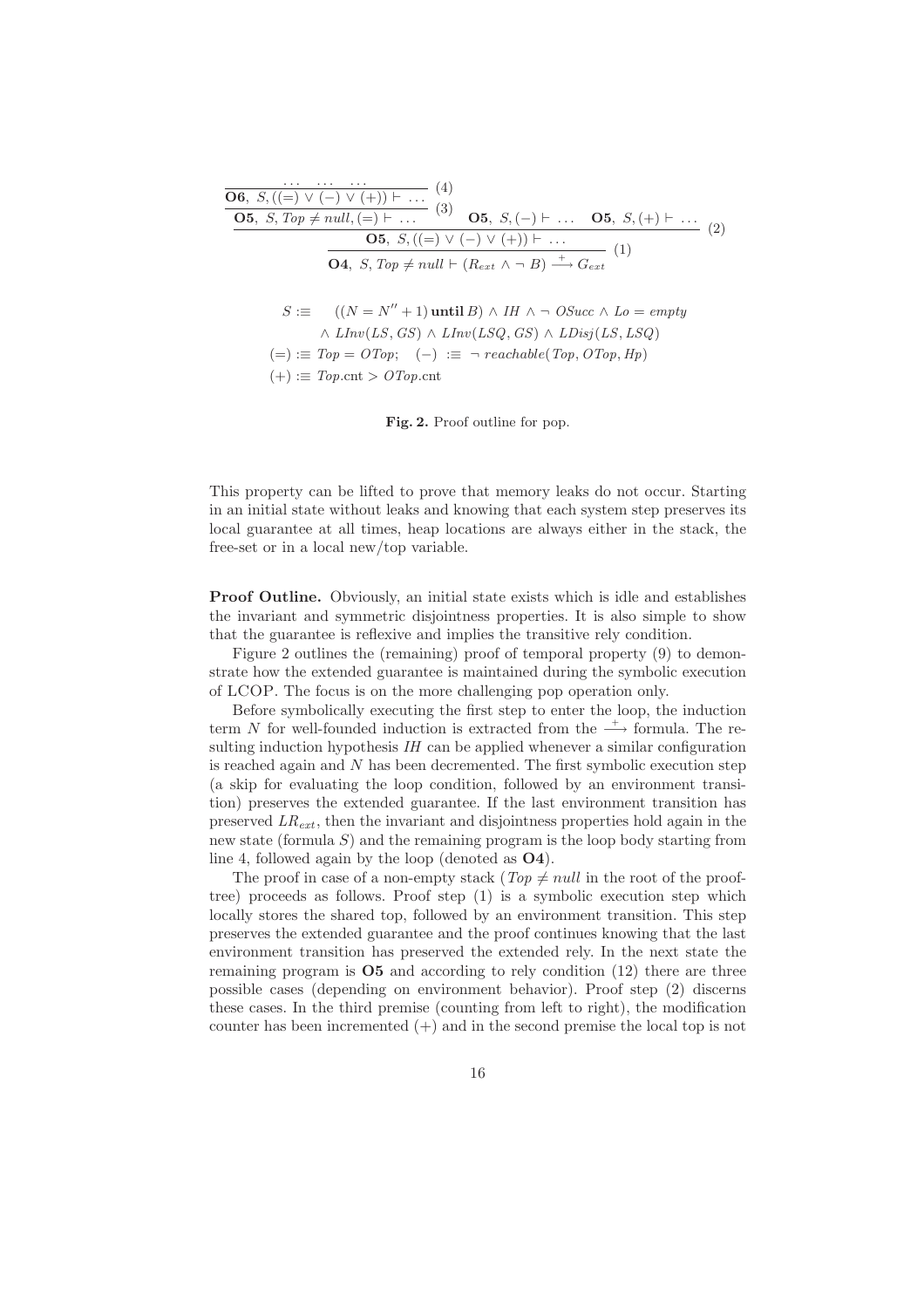$$
\dfrac{
  \dfrac{
    \dfrac{\dots \quad \dots \quad \dots}{\mathbf{O6},\ S, ((=) \vee (-) \vee (+)) \vdash \ \dots}\ (4)
  }{\mathbf{O5},\ S, \mathit{Top} \neq \mathit{null}, (=) \vdash \ \dots}\ (3)
  \qquad \mathbf{O5},\ S, (-) \vdash \ \dots \qquad \mathbf{O5},\ S, (+) \vdash \ \dots
}{
  \dfrac{\mathbf{O5},\ S, ((=) \vee (-) \vee (+)) \vdash \ \dots}{\mathbf{O4},\ S, \mathit{Top} \neq \mathit{null} \vdash (R_{ext} \wedge \neg\, B) \xrightarrow{+} G_{ext}}\ (1)
}\ (2)
$$

$$
\begin{aligned}
S :\equiv \quad & ((N = N'' + 1)\ \mathbf{until}\ B) \wedge \mathit{IH} \wedge \neg\ \mathit{OSucc} \wedge \mathit{Lo} = \mathit{empty} \\
& \wedge\ \mathit{LInv}(\mathit{LS}, \mathit{GS}) \wedge \mathit{LInv}(\mathit{LSQ}, \mathit{GS}) \wedge \mathit{LDisj}(\mathit{LS}, \mathit{LSQ}) \\
(=) :\equiv\ & \mathit{Top} = \mathit{OTop}; \quad (-) \ :\equiv\ \neg\ \mathit{reachable}(\mathit{Top}, \mathit{OTop}, \mathit{Hp}) \\
(+) :\equiv\ & \mathit{Top}.\mathrm{cnt} > \mathit{OTop}.\mathrm{cnt}
\end{aligned}
$$

**Fig. 2.** Proof outline for pop.

This property can be lifted to prove that memory leaks do not occur. Starting in an initial state without leaks and knowing that each system step preserves its local guarantee at all times, heap locations are always either in the stack, the free-set or in a local new/top variable.

**Proof Outline.** Obviously, an initial state exists which is idle and establishes the invariant and symmetric disjointness properties. It is also simple to show that the guarantee is reflexive and implies the transitive rely condition.

Figure 2 outlines the (remaining) proof of temporal property (9) to demonstrate how the extended guarantee is maintained during the symbolic execution of LCOP. The focus is on the more challenging pop operation only.

Before symbolically executing the first step to enter the loop, the induction term $N$ for well-founded induction is extracted from the $\xrightarrow{+}$ formula. The resulting induction hypothesis $\mathit{IH}$ can be applied whenever a similar configuration is reached again and $N$ has been decremented. The first symbolic execution step (a skip for evaluating the loop condition, followed by an environment transition) preserves the extended guarantee. If the last environment transition has preserved $LR_{ext}$, then the invariant and disjointness properties hold again in the new state (formula $S$) and the remaining program is the loop body starting from line 4, followed again by the loop (denoted as **O4**).

The proof in case of a non-empty stack ($\mathit{Top} \neq \mathit{null}$ in the root of the prooftree) proceeds as follows. Proof step (1) is a symbolic execution step which locally stores the shared top, followed by an environment transition. This step preserves the extended guarantee and the proof continues knowing that the last environment transition has preserved the extended rely. In the next state the remaining program is **O5** and according to rely condition (12) there are three possible cases (depending on environment behavior). Proof step (2) discerns these cases. In the third premise (counting from left to right), the modification counter has been incremented $(+)$ and in the second premise the local top is not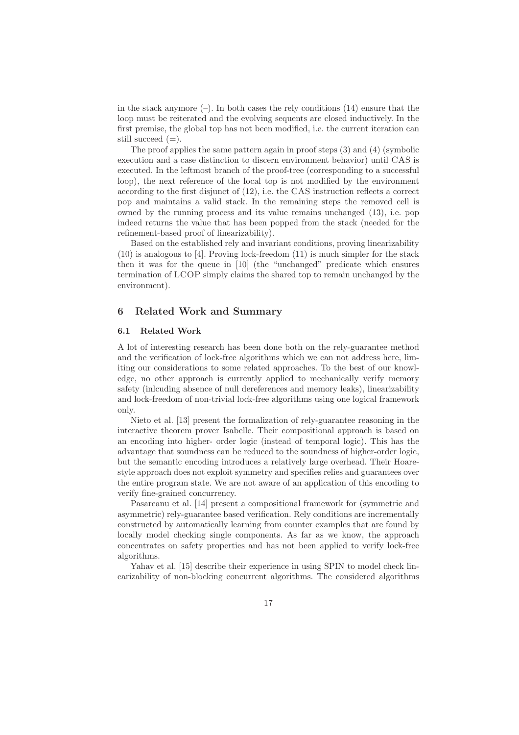in the stack anymore (–). In both cases the rely conditions (14) ensure that the loop must be reiterated and the evolving sequents are closed inductively. In the first premise, the global top has not been modified, i.e. the current iteration can still succeed (=).

The proof applies the same pattern again in proof steps (3) and (4) (symbolic execution and a case distinction to discern environment behavior) until CAS is executed. In the leftmost branch of the proof-tree (corresponding to a successful loop), the next reference of the local top is not modified by the environment according to the first disjunct of (12), i.e. the CAS instruction reflects a correct pop and maintains a valid stack. In the remaining steps the removed cell is owned by the running process and its value remains unchanged (13), i.e. pop indeed returns the value that has been popped from the stack (needed for the refinement-based proof of linearizability).

Based on the established rely and invariant conditions, proving linearizability (10) is analogous to [4]. Proving lock-freedom (11) is much simpler for the stack then it was for the queue in [10] (the "unchanged" predicate which ensures termination of LCOP simply claims the shared top to remain unchanged by the environment).

## 6 Related Work and Summary

### 6.1 Related Work

A lot of interesting research has been done both on the rely-guarantee method and the verification of lock-free algorithms which we can not address here, limiting our considerations to some related approaches. To the best of our knowledge, no other approach is currently applied to mechanically verify memory safety (inlcuding absence of null dereferences and memory leaks), linearizability and lock-freedom of non-trivial lock-free algorithms using one logical framework only.

Nieto et al. [13] present the formalization of rely-guarantee reasoning in the interactive theorem prover Isabelle. Their compositional approach is based on an encoding into higher- order logic (instead of temporal logic). This has the advantage that soundness can be reduced to the soundness of higher-order logic, but the semantic encoding introduces a relatively large overhead. Their Hoare-style approach does not exploit symmetry and specifies relies and guarantees over the entire program state. We are not aware of an application of this encoding to verify fine-grained concurrency.

Pasareanu et al. [14] present a compositional framework for (symmetric and asymmetric) rely-guarantee based verification. Rely conditions are incrementally constructed by automatically learning from counter examples that are found by locally model checking single components. As far as we know, the approach concentrates on safety properties and has not been applied to verify lock-free algorithms.

Yahav et al. [15] describe their experience in using SPIN to model check linearizability of non-blocking concurrent algorithms. The considered algorithms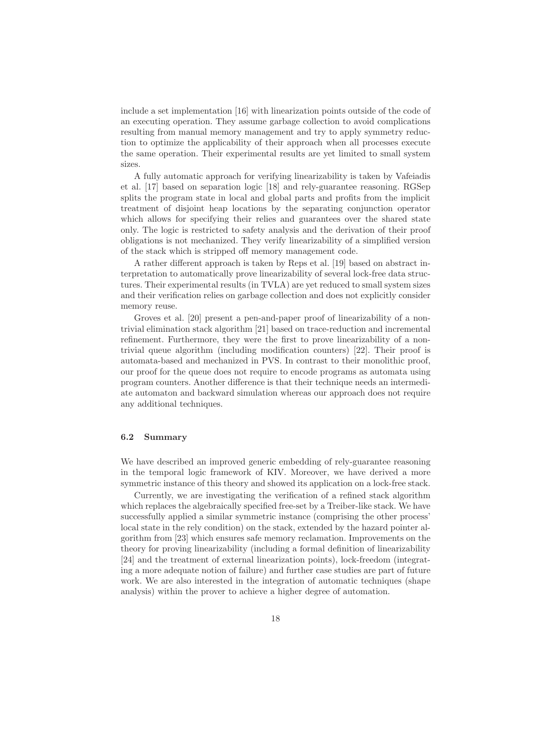include a set implementation [16] with linearization points outside of the code of an executing operation. They assume garbage collection to avoid complications resulting from manual memory management and try to apply symmetry reduction to optimize the applicability of their approach when all processes execute the same operation. Their experimental results are yet limited to small system sizes.

A fully automatic approach for verifying linearizability is taken by Vafeiadis et al. [17] based on separation logic [18] and rely-guarantee reasoning. RGSep splits the program state in local and global parts and profits from the implicit treatment of disjoint heap locations by the separating conjunction operator which allows for specifying their relies and guarantees over the shared state only. The logic is restricted to safety analysis and the derivation of their proof obligations is not mechanized. They verify linearizability of a simplified version of the stack which is stripped off memory management code.

A rather different approach is taken by Reps et al. [19] based on abstract interpretation to automatically prove linearizability of several lock-free data structures. Their experimental results (in TVLA) are yet reduced to small system sizes and their verification relies on garbage collection and does not explicitly consider memory reuse.

Groves et al. [20] present a pen-and-paper proof of linearizability of a non-trivial elimination stack algorithm [21] based on trace-reduction and incremental refinement. Furthermore, they were the first to prove linearizability of a non-trivial queue algorithm (including modification counters) [22]. Their proof is automata-based and mechanized in PVS. In contrast to their monolithic proof, our proof for the queue does not require to encode programs as automata using program counters. Another difference is that their technique needs an intermediate automaton and backward simulation whereas our approach does not require any additional techniques.

### 6.2 Summary

We have described an improved generic embedding of rely-guarantee reasoning in the temporal logic framework of KIV. Moreover, we have derived a more symmetric instance of this theory and showed its application on a lock-free stack.

Currently, we are investigating the verification of a refined stack algorithm which replaces the algebraically specified free-set by a Treiber-like stack. We have successfully applied a similar symmetric instance (comprising the other process' local state in the rely condition) on the stack, extended by the hazard pointer algorithm from [23] which ensures safe memory reclamation. Improvements on the theory for proving linearizability (including a formal definition of linearizability [24] and the treatment of external linearization points), lock-freedom (integrating a more adequate notion of failure) and further case studies are part of future work. We are also interested in the integration of automatic techniques (shape analysis) within the prover to achieve a higher degree of automation.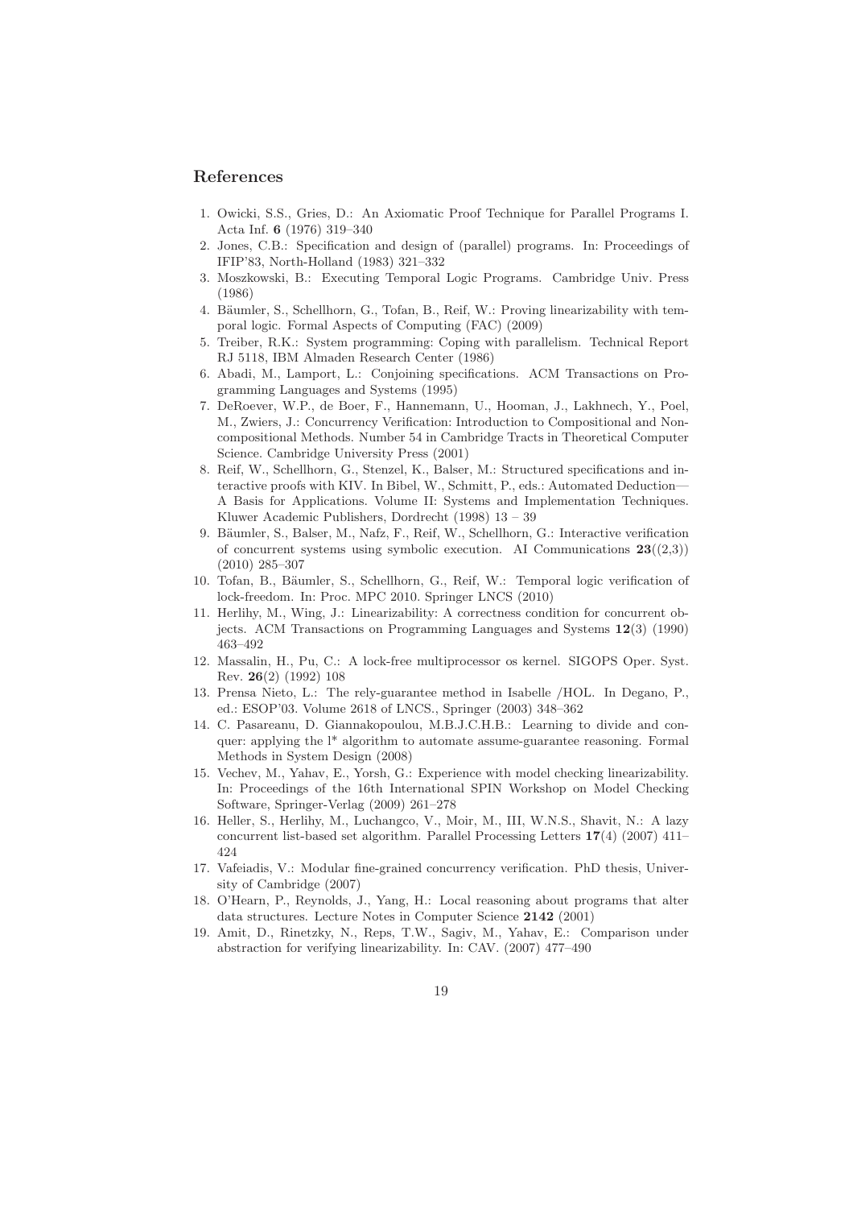## References

1. Owicki, S.S., Gries, D.: An Axiomatic Proof Technique for Parallel Programs I. Acta Inf. **6** (1976) 319–340
2. Jones, C.B.: Specification and design of (parallel) programs. In: Proceedings of IFIP'83, North-Holland (1983) 321–332
3. Moszkowski, B.: Executing Temporal Logic Programs. Cambridge Univ. Press (1986)
4. Bäumler, S., Schellhorn, G., Tofan, B., Reif, W.: Proving linearizability with temporal logic. Formal Aspects of Computing (FAC) (2009)
5. Treiber, R.K.: System programming: Coping with parallelism. Technical Report RJ 5118, IBM Almaden Research Center (1986)
6. Abadi, M., Lamport, L.: Conjoining specifications. ACM Transactions on Programming Languages and Systems (1995)
7. DeRoever, W.P., de Boer, F., Hannemann, U., Hooman, J., Lakhnech, Y., Poel, M., Zwiers, J.: Concurrency Verification: Introduction to Compositional and Noncompositional Methods. Number 54 in Cambridge Tracts in Theoretical Computer Science. Cambridge University Press (2001)
8. Reif, W., Schellhorn, G., Stenzel, K., Balser, M.: Structured specifications and interactive proofs with KIV. In Bibel, W., Schmitt, P., eds.: Automated Deduction—A Basis for Applications. Volume II: Systems and Implementation Techniques. Kluwer Academic Publishers, Dordrecht (1998) 13 – 39
9. Bäumler, S., Balser, M., Nafz, F., Reif, W., Schellhorn, G.: Interactive verification of concurrent systems using symbolic execution. AI Communications **23**((2,3)) (2010) 285–307
10. Tofan, B., Bäumler, S., Schellhorn, G., Reif, W.: Temporal logic verification of lock-freedom. In: Proc. MPC 2010. Springer LNCS (2010)
11. Herlihy, M., Wing, J.: Linearizability: A correctness condition for concurrent objects. ACM Transactions on Programming Languages and Systems **12**(3) (1990) 463–492
12. Massalin, H., Pu, C.: A lock-free multiprocessor os kernel. SIGOPS Oper. Syst. Rev. **26**(2) (1992) 108
13. Prensa Nieto, L.: The rely-guarantee method in Isabelle /HOL. In Degano, P., ed.: ESOP'03. Volume 2618 of LNCS., Springer (2003) 348–362
14. C. Pasareanu, D. Giannakopoulou, M.B.J.C.H.B.: Learning to divide and conquer: applying the l* algorithm to automate assume-guarantee reasoning. Formal Methods in System Design (2008)
15. Vechev, M., Yahav, E., Yorsh, G.: Experience with model checking linearizability. In: Proceedings of the 16th International SPIN Workshop on Model Checking Software, Springer-Verlag (2009) 261–278
16. Heller, S., Herlihy, M., Luchangco, V., Moir, M., III, W.N.S., Shavit, N.: A lazy concurrent list-based set algorithm. Parallel Processing Letters **17**(4) (2007) 411–424
17. Vafeiadis, V.: Modular fine-grained concurrency verification. PhD thesis, University of Cambridge (2007)
18. O'Hearn, P., Reynolds, J., Yang, H.: Local reasoning about programs that alter data structures. Lecture Notes in Computer Science **2142** (2001)
19. Amit, D., Rinetzky, N., Reps, T.W., Sagiv, M., Yahav, E.: Comparison under abstraction for verifying linearizability. In: CAV. (2007) 477–490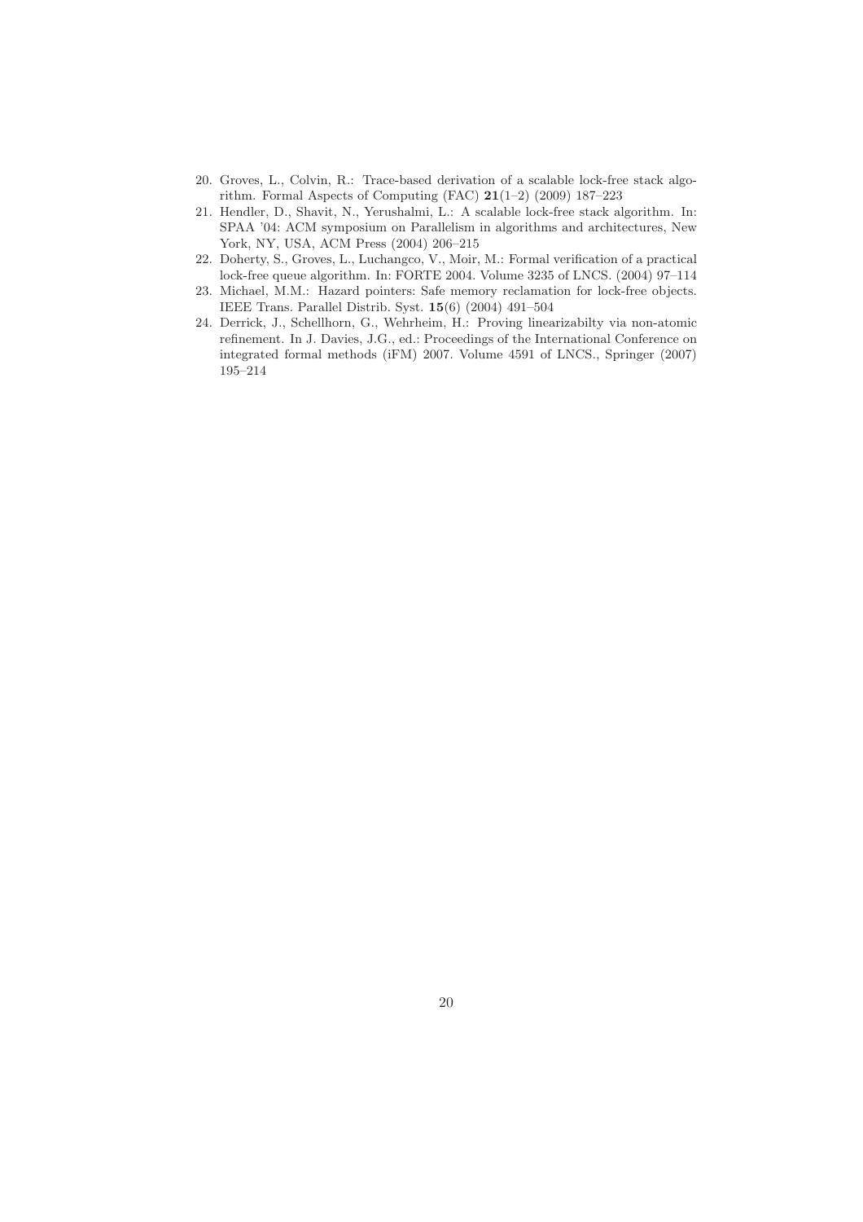20. Groves, L., Colvin, R.: Trace-based derivation of a scalable lock-free stack algorithm. Formal Aspects of Computing (FAC) **21**(1–2) (2009) 187–223
21. Hendler, D., Shavit, N., Yerushalmi, L.: A scalable lock-free stack algorithm. In: SPAA '04: ACM symposium on Parallelism in algorithms and architectures, New York, NY, USA, ACM Press (2004) 206–215
22. Doherty, S., Groves, L., Luchangco, V., Moir, M.: Formal verification of a practical lock-free queue algorithm. In: FORTE 2004. Volume 3235 of LNCS. (2004) 97–114
23. Michael, M.M.: Hazard pointers: Safe memory reclamation for lock-free objects. IEEE Trans. Parallel Distrib. Syst. **15**(6) (2004) 491–504
24. Derrick, J., Schellhorn, G., Wehrheim, H.: Proving linearizabilty via non-atomic refinement. In J. Davies, J.G., ed.: Proceedings of the International Conference on integrated formal methods (iFM) 2007. Volume 4591 of LNCS., Springer (2007) 195–214